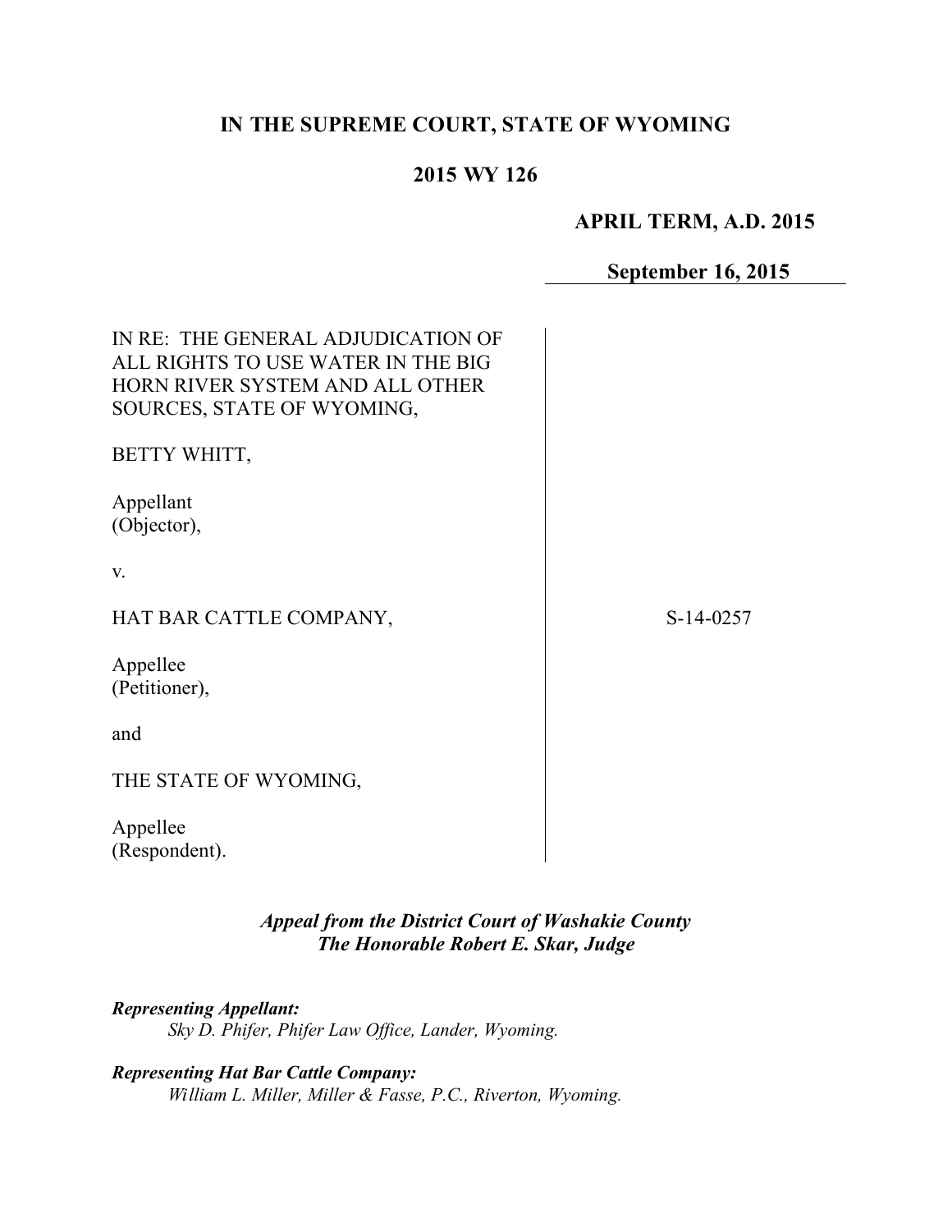**IN THE SUPREME COURT, STATE OF WYOMING**

**2015 WY 126**

**APRIL TERM, A.D. 2015**

**September 16, 2015**

IN RE: THE GENERAL ADJUDICATION OF ALL RIGHTS TO USE WATER IN THE BIG HORN RIVER SYSTEM AND ALL OTHER SOURCES, STATE OF WYOMING,

BETTY WHITT,

Appellant
(Objector),

v.

HAT BAR CATTLE COMPANY,

Appellee
(Petitioner),

and

THE STATE OF WYOMING,

Appellee
(Respondent).

S-14-0257

*Appeal from the District Court of Washakie County*
*The Honorable Robert E. Skar, Judge*

***Representing Appellant:***
*Sky D. Phifer, Phifer Law Office, Lander, Wyoming.*

***Representing Hat Bar Cattle Company:***
*William L. Miller, Miller & Fasse, P.C., Riverton, Wyoming.*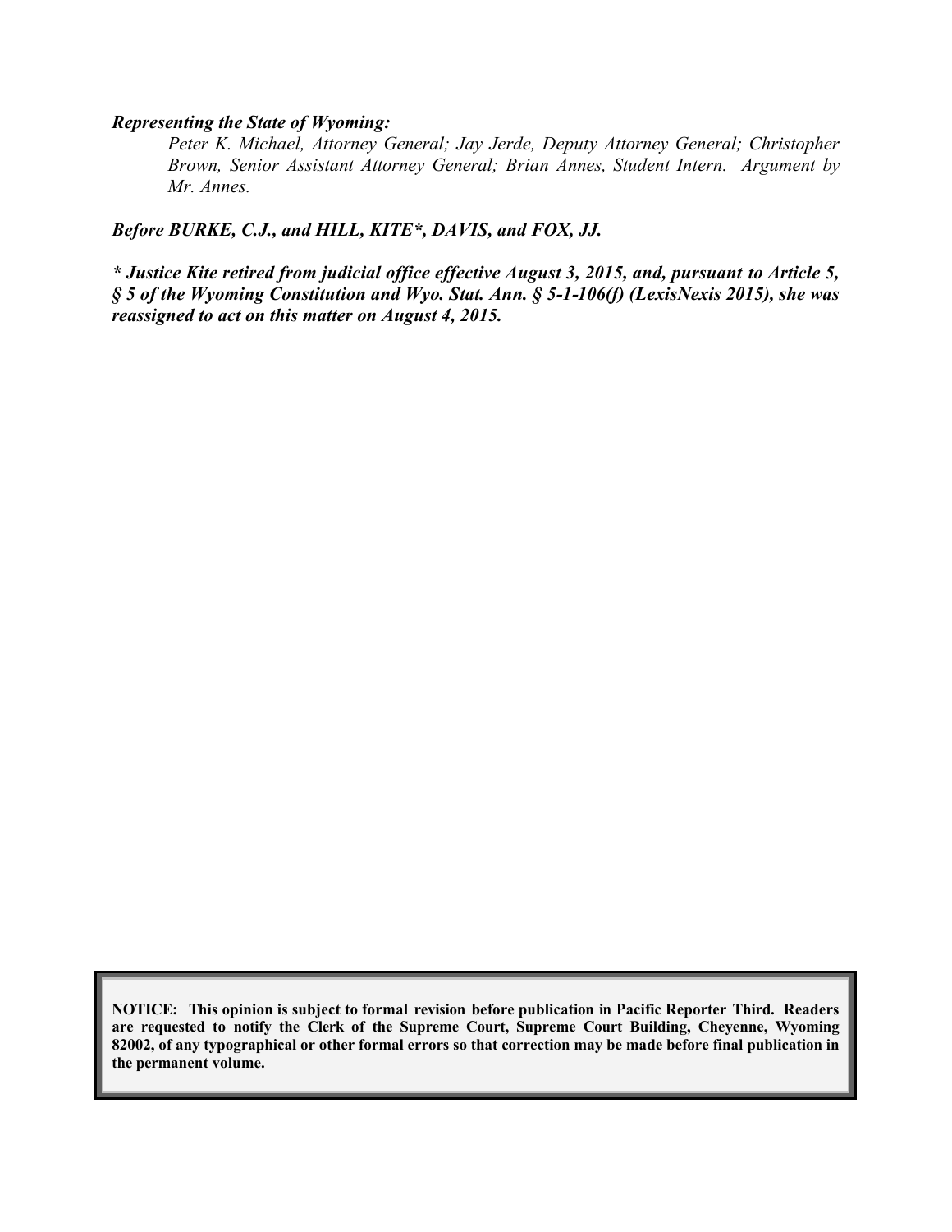***Representing the State of Wyoming:***

*Peter K. Michael, Attorney General; Jay Jerde, Deputy Attorney General; Christopher Brown, Senior Assistant Attorney General; Brian Annes, Student Intern. Argument by Mr. Annes.*

***Before BURKE, C.J., and HILL, KITE*, DAVIS, and FOX, JJ.***

***\* Justice Kite retired from judicial office effective August 3, 2015, and, pursuant to Article 5, § 5 of the Wyoming Constitution and Wyo. Stat. Ann. § 5-1-106(f) (LexisNexis 2015), she was reassigned to act on this matter on August 4, 2015.***

**NOTICE: This opinion is subject to formal revision before publication in Pacific Reporter Third. Readers are requested to notify the Clerk of the Supreme Court, Supreme Court Building, Cheyenne, Wyoming 82002, of any typographical or other formal errors so that correction may be made before final publication in the permanent volume.**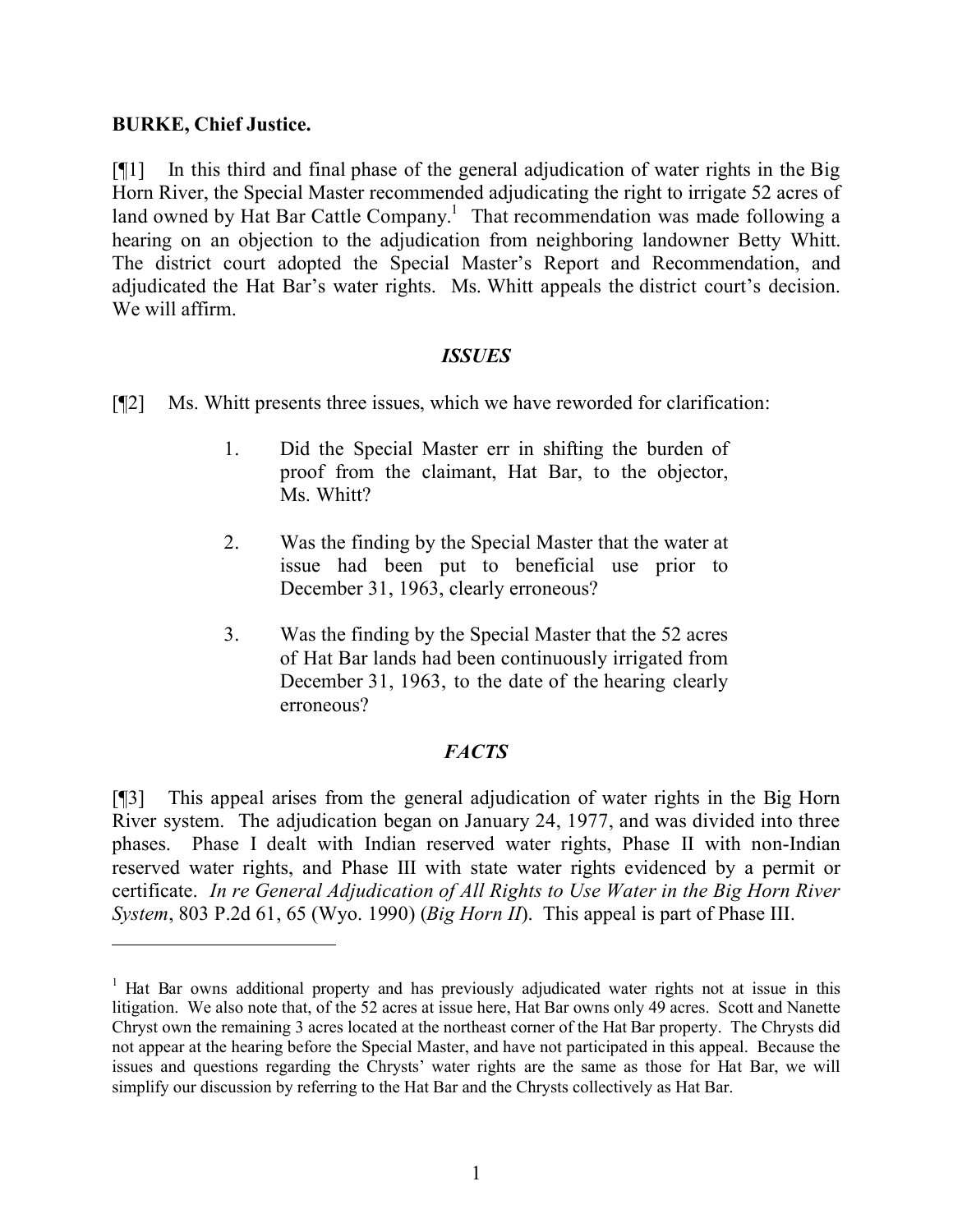**BURKE, Chief Justice.**

[¶1] In this third and final phase of the general adjudication of water rights in the Big Horn River, the Special Master recommended adjudicating the right to irrigate 52 acres of land owned by Hat Bar Cattle Company.[1] That recommendation was made following a hearing on an objection to the adjudication from neighboring landowner Betty Whitt. The district court adopted the Special Master's Report and Recommendation, and adjudicated the Hat Bar's water rights. Ms. Whitt appeals the district court's decision. We will affirm.

### *ISSUES*

[¶2] Ms. Whitt presents three issues, which we have reworded for clarification:

1. Did the Special Master err in shifting the burden of proof from the claimant, Hat Bar, to the objector, Ms. Whitt?
2. Was the finding by the Special Master that the water at issue had been put to beneficial use prior to December 31, 1963, clearly erroneous?
3. Was the finding by the Special Master that the 52 acres of Hat Bar lands had been continuously irrigated from December 31, 1963, to the date of the hearing clearly erroneous?

### *FACTS*

[¶3] This appeal arises from the general adjudication of water rights in the Big Horn River system. The adjudication began on January 24, 1977, and was divided into three phases. Phase I dealt with Indian reserved water rights, Phase II with non-Indian reserved water rights, and Phase III with state water rights evidenced by a permit or certificate. *In re General Adjudication of All Rights to Use Water in the Big Horn River System*, 803 P.2d 61, 65 (Wyo. 1990) (*Big Horn II*). This appeal is part of Phase III.

---

[1] Hat Bar owns additional property and has previously adjudicated water rights not at issue in this litigation. We also note that, of the 52 acres at issue here, Hat Bar owns only 49 acres. Scott and Nanette Chryst own the remaining 3 acres located at the northeast corner of the Hat Bar property. The Chrysts did not appear at the hearing before the Special Master, and have not participated in this appeal. Because the issues and questions regarding the Chrysts' water rights are the same as those for Hat Bar, we will simplify our discussion by referring to the Hat Bar and the Chrysts collectively as Hat Bar.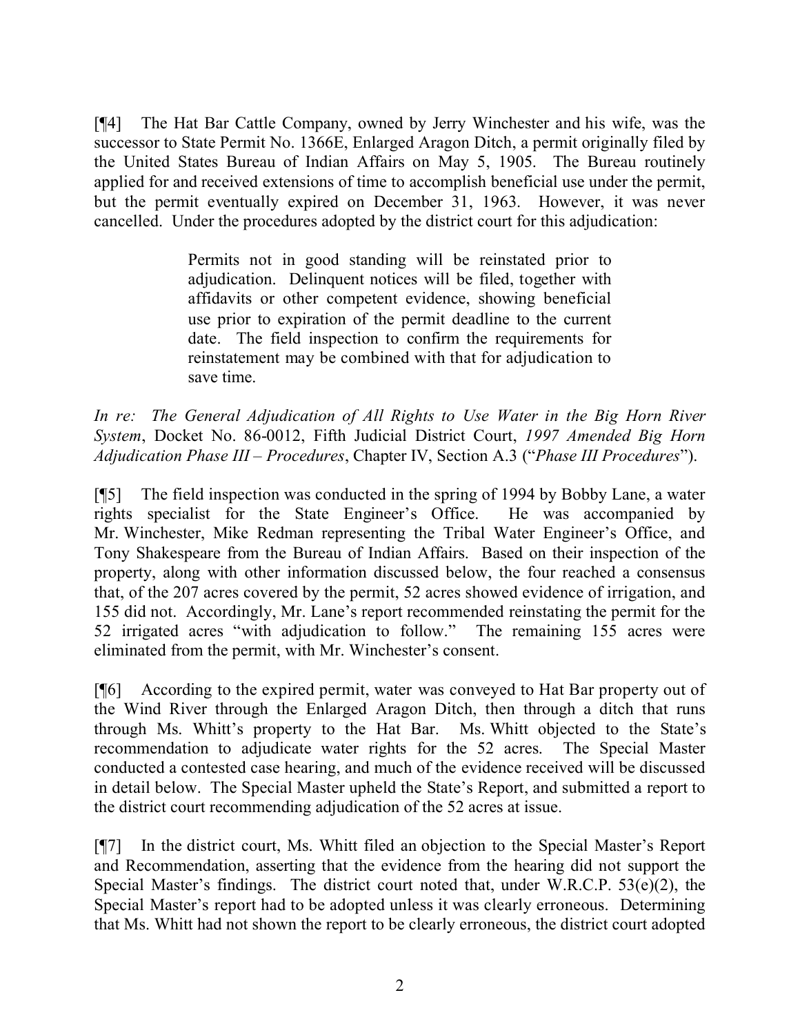[¶4] The Hat Bar Cattle Company, owned by Jerry Winchester and his wife, was the successor to State Permit No. 1366E, Enlarged Aragon Ditch, a permit originally filed by the United States Bureau of Indian Affairs on May 5, 1905. The Bureau routinely applied for and received extensions of time to accomplish beneficial use under the permit, but the permit eventually expired on December 31, 1963. However, it was never cancelled. Under the procedures adopted by the district court for this adjudication:

> Permits not in good standing will be reinstated prior to adjudication. Delinquent notices will be filed, together with affidavits or other competent evidence, showing beneficial use prior to expiration of the permit deadline to the current date. The field inspection to confirm the requirements for reinstatement may be combined with that for adjudication to save time.

*In re: The General Adjudication of All Rights to Use Water in the Big Horn River System*, Docket No. 86-0012, Fifth Judicial District Court, *1997 Amended Big Horn Adjudication Phase III – Procedures*, Chapter IV, Section A.3 ("*Phase III Procedures*").

[¶5] The field inspection was conducted in the spring of 1994 by Bobby Lane, a water rights specialist for the State Engineer's Office. He was accompanied by Mr. Winchester, Mike Redman representing the Tribal Water Engineer's Office, and Tony Shakespeare from the Bureau of Indian Affairs. Based on their inspection of the property, along with other information discussed below, the four reached a consensus that, of the 207 acres covered by the permit, 52 acres showed evidence of irrigation, and 155 did not. Accordingly, Mr. Lane's report recommended reinstating the permit for the 52 irrigated acres "with adjudication to follow." The remaining 155 acres were eliminated from the permit, with Mr. Winchester's consent.

[¶6] According to the expired permit, water was conveyed to Hat Bar property out of the Wind River through the Enlarged Aragon Ditch, then through a ditch that runs through Ms. Whitt's property to the Hat Bar. Ms. Whitt objected to the State's recommendation to adjudicate water rights for the 52 acres. The Special Master conducted a contested case hearing, and much of the evidence received will be discussed in detail below. The Special Master upheld the State's Report, and submitted a report to the district court recommending adjudication of the 52 acres at issue.

[¶7] In the district court, Ms. Whitt filed an objection to the Special Master's Report and Recommendation, asserting that the evidence from the hearing did not support the Special Master's findings. The district court noted that, under W.R.C.P. 53(e)(2), the Special Master's report had to be adopted unless it was clearly erroneous. Determining that Ms. Whitt had not shown the report to be clearly erroneous, the district court adopted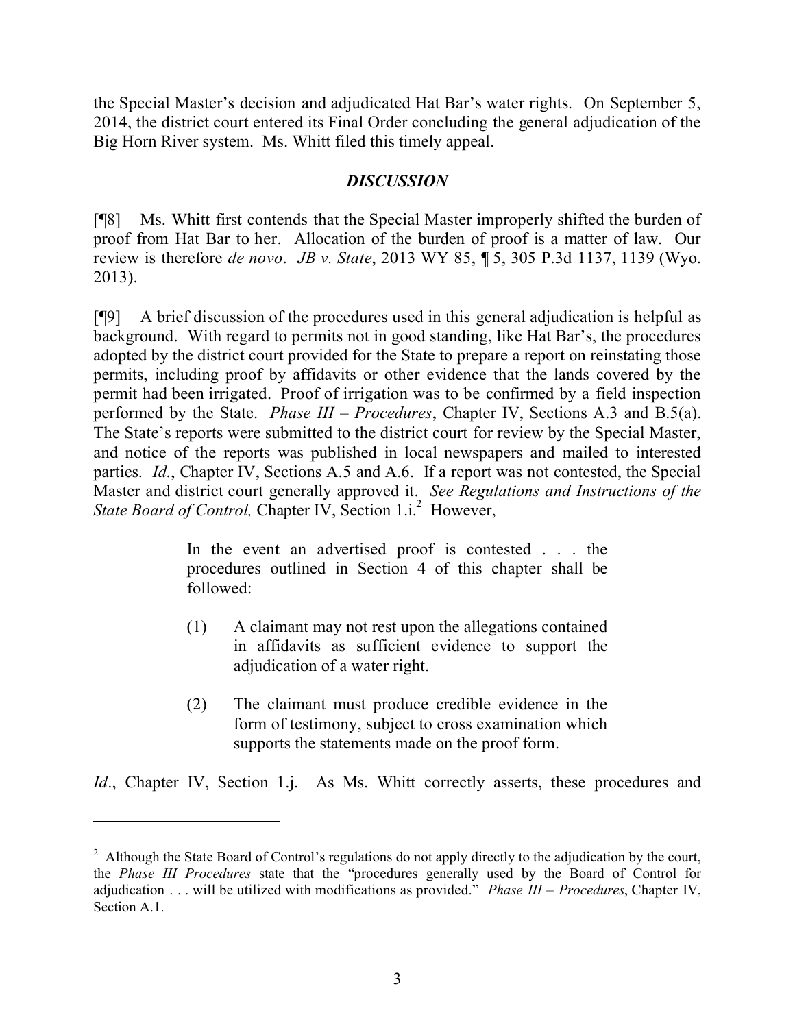the Special Master's decision and adjudicated Hat Bar's water rights. On September 5, 2014, the district court entered its Final Order concluding the general adjudication of the Big Horn River system. Ms. Whitt filed this timely appeal.

## *DISCUSSION*

[¶8] Ms. Whitt first contends that the Special Master improperly shifted the burden of proof from Hat Bar to her. Allocation of the burden of proof is a matter of law. Our review is therefore *de novo*. *JB v. State*, 2013 WY 85, ¶ 5, 305 P.3d 1137, 1139 (Wyo. 2013).

[¶9] A brief discussion of the procedures used in this general adjudication is helpful as background. With regard to permits not in good standing, like Hat Bar's, the procedures adopted by the district court provided for the State to prepare a report on reinstating those permits, including proof by affidavits or other evidence that the lands covered by the permit had been irrigated. Proof of irrigation was to be confirmed by a field inspection performed by the State. *Phase III – Procedures*, Chapter IV, Sections A.3 and B.5(a). The State's reports were submitted to the district court for review by the Special Master, and notice of the reports was published in local newspapers and mailed to interested parties. *Id*., Chapter IV, Sections A.5 and A.6. If a report was not contested, the Special Master and district court generally approved it. *See Regulations and Instructions of the State Board of Control,* Chapter IV, Section 1.i.[2] However,

> In the event an advertised proof is contested . . . the procedures outlined in Section 4 of this chapter shall be followed:
>
> (1) A claimant may not rest upon the allegations contained in affidavits as sufficient evidence to support the adjudication of a water right.
>
> (2) The claimant must produce credible evidence in the form of testimony, subject to cross examination which supports the statements made on the proof form.

*Id*., Chapter IV, Section 1.j. As Ms. Whitt correctly asserts, these procedures and

---

[2] Although the State Board of Control's regulations do not apply directly to the adjudication by the court, the *Phase III Procedures* state that the "procedures generally used by the Board of Control for adjudication . . . will be utilized with modifications as provided." *Phase III – Procedures*, Chapter IV, Section A.1.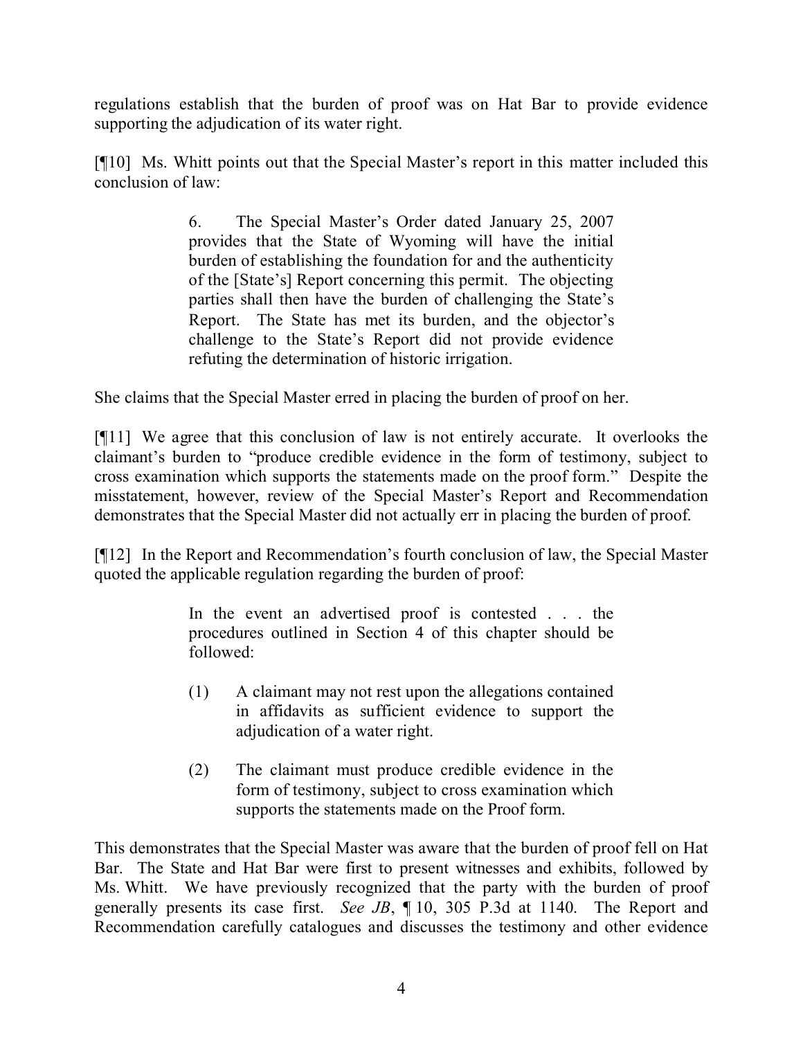regulations establish that the burden of proof was on Hat Bar to provide evidence supporting the adjudication of its water right.

[¶10] Ms. Whitt points out that the Special Master's report in this matter included this conclusion of law:

> 6. The Special Master's Order dated January 25, 2007 provides that the State of Wyoming will have the initial burden of establishing the foundation for and the authenticity of the [State's] Report concerning this permit. The objecting parties shall then have the burden of challenging the State's Report. The State has met its burden, and the objector's challenge to the State's Report did not provide evidence refuting the determination of historic irrigation.

She claims that the Special Master erred in placing the burden of proof on her.

[¶11] We agree that this conclusion of law is not entirely accurate. It overlooks the claimant's burden to "produce credible evidence in the form of testimony, subject to cross examination which supports the statements made on the proof form." Despite the misstatement, however, review of the Special Master's Report and Recommendation demonstrates that the Special Master did not actually err in placing the burden of proof.

[¶12] In the Report and Recommendation's fourth conclusion of law, the Special Master quoted the applicable regulation regarding the burden of proof:

> In the event an advertised proof is contested . . . the procedures outlined in Section 4 of this chapter should be followed:
>
> (1) A claimant may not rest upon the allegations contained in affidavits as sufficient evidence to support the adjudication of a water right.
>
> (2) The claimant must produce credible evidence in the form of testimony, subject to cross examination which supports the statements made on the Proof form.

This demonstrates that the Special Master was aware that the burden of proof fell on Hat Bar. The State and Hat Bar were first to present witnesses and exhibits, followed by Ms. Whitt. We have previously recognized that the party with the burden of proof generally presents its case first. *See JB*, ¶ 10, 305 P.3d at 1140. The Report and Recommendation carefully catalogues and discusses the testimony and other evidence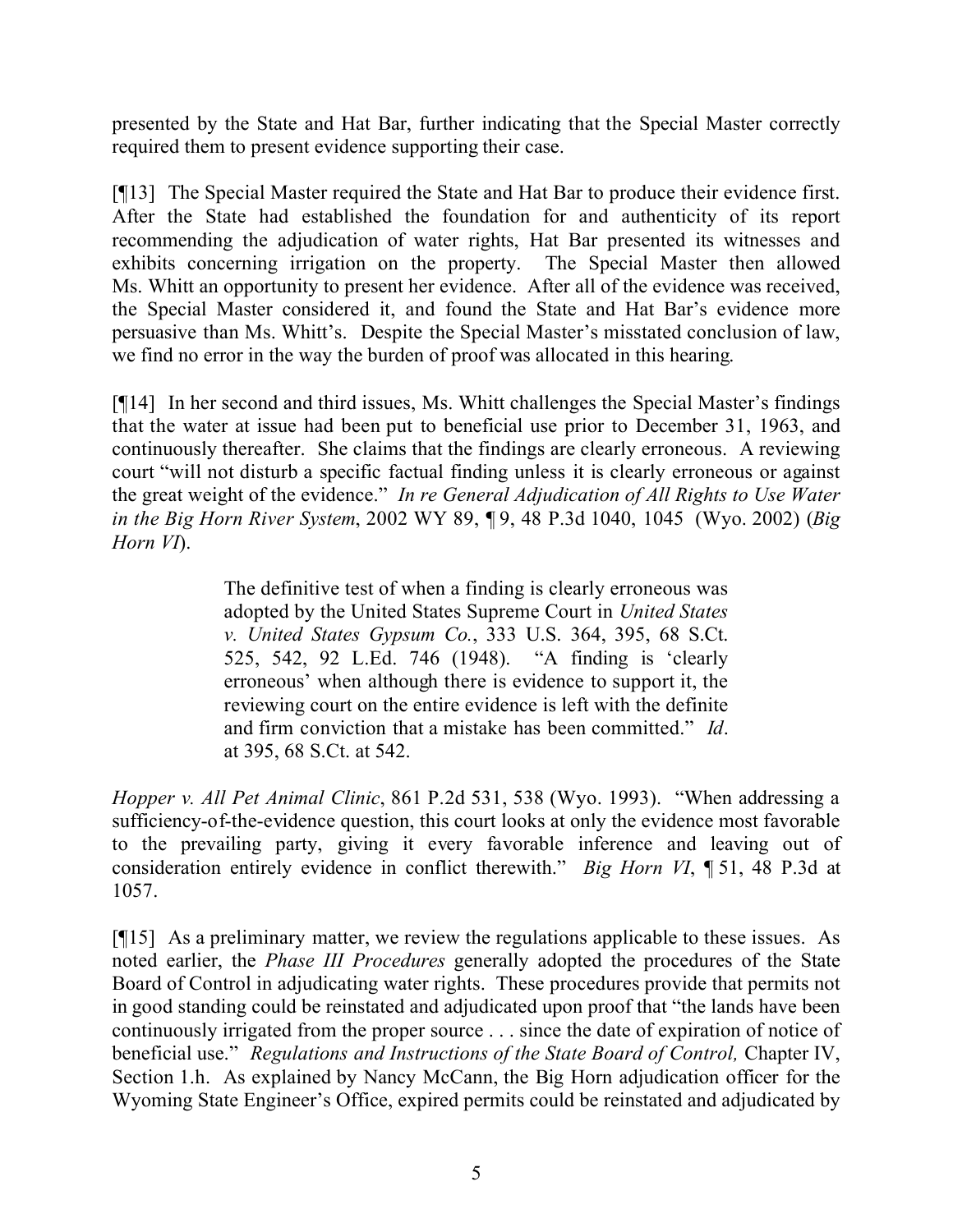presented by the State and Hat Bar, further indicating that the Special Master correctly required them to present evidence supporting their case.

[¶13] The Special Master required the State and Hat Bar to produce their evidence first. After the State had established the foundation for and authenticity of its report recommending the adjudication of water rights, Hat Bar presented its witnesses and exhibits concerning irrigation on the property. The Special Master then allowed Ms. Whitt an opportunity to present her evidence. After all of the evidence was received, the Special Master considered it, and found the State and Hat Bar's evidence more persuasive than Ms. Whitt's. Despite the Special Master's misstated conclusion of law, we find no error in the way the burden of proof was allocated in this hearing.

[¶14] In her second and third issues, Ms. Whitt challenges the Special Master's findings that the water at issue had been put to beneficial use prior to December 31, 1963, and continuously thereafter. She claims that the findings are clearly erroneous. A reviewing court "will not disturb a specific factual finding unless it is clearly erroneous or against the great weight of the evidence." *In re General Adjudication of All Rights to Use Water in the Big Horn River System*, 2002 WY 89, ¶ 9, 48 P.3d 1040, 1045 (Wyo. 2002) (*Big Horn VI*).

> The definitive test of when a finding is clearly erroneous was adopted by the United States Supreme Court in *United States v. United States Gypsum Co.*, 333 U.S. 364, 395, 68 S.Ct. 525, 542, 92 L.Ed. 746 (1948). "A finding is 'clearly erroneous' when although there is evidence to support it, the reviewing court on the entire evidence is left with the definite and firm conviction that a mistake has been committed." *Id*. at 395, 68 S.Ct. at 542.

*Hopper v. All Pet Animal Clinic*, 861 P.2d 531, 538 (Wyo. 1993). "When addressing a sufficiency-of-the-evidence question, this court looks at only the evidence most favorable to the prevailing party, giving it every favorable inference and leaving out of consideration entirely evidence in conflict therewith." *Big Horn VI*, ¶ 51, 48 P.3d at 1057.

[¶15] As a preliminary matter, we review the regulations applicable to these issues. As noted earlier, the *Phase III Procedures* generally adopted the procedures of the State Board of Control in adjudicating water rights. These procedures provide that permits not in good standing could be reinstated and adjudicated upon proof that "the lands have been continuously irrigated from the proper source . . . since the date of expiration of notice of beneficial use." *Regulations and Instructions of the State Board of Control,* Chapter IV, Section 1.h. As explained by Nancy McCann, the Big Horn adjudication officer for the Wyoming State Engineer's Office, expired permits could be reinstated and adjudicated by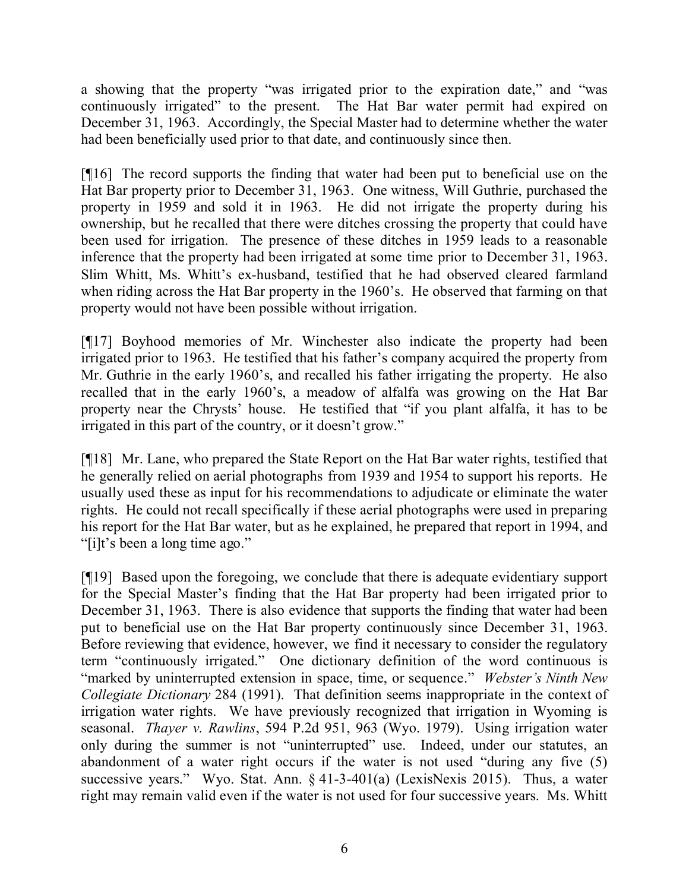a showing that the property "was irrigated prior to the expiration date," and "was continuously irrigated" to the present. The Hat Bar water permit had expired on December 31, 1963. Accordingly, the Special Master had to determine whether the water had been beneficially used prior to that date, and continuously since then.

[¶16] The record supports the finding that water had been put to beneficial use on the Hat Bar property prior to December 31, 1963. One witness, Will Guthrie, purchased the property in 1959 and sold it in 1963. He did not irrigate the property during his ownership, but he recalled that there were ditches crossing the property that could have been used for irrigation. The presence of these ditches in 1959 leads to a reasonable inference that the property had been irrigated at some time prior to December 31, 1963. Slim Whitt, Ms. Whitt's ex-husband, testified that he had observed cleared farmland when riding across the Hat Bar property in the 1960's. He observed that farming on that property would not have been possible without irrigation.

[¶17] Boyhood memories of Mr. Winchester also indicate the property had been irrigated prior to 1963. He testified that his father's company acquired the property from Mr. Guthrie in the early 1960's, and recalled his father irrigating the property. He also recalled that in the early 1960's, a meadow of alfalfa was growing on the Hat Bar property near the Chrysts' house. He testified that "if you plant alfalfa, it has to be irrigated in this part of the country, or it doesn't grow."

[¶18] Mr. Lane, who prepared the State Report on the Hat Bar water rights, testified that he generally relied on aerial photographs from 1939 and 1954 to support his reports. He usually used these as input for his recommendations to adjudicate or eliminate the water rights. He could not recall specifically if these aerial photographs were used in preparing his report for the Hat Bar water, but as he explained, he prepared that report in 1994, and "[i]t's been a long time ago."

[¶19] Based upon the foregoing, we conclude that there is adequate evidentiary support for the Special Master's finding that the Hat Bar property had been irrigated prior to December 31, 1963. There is also evidence that supports the finding that water had been put to beneficial use on the Hat Bar property continuously since December 31, 1963. Before reviewing that evidence, however, we find it necessary to consider the regulatory term "continuously irrigated." One dictionary definition of the word continuous is "marked by uninterrupted extension in space, time, or sequence." *Webster's Ninth New Collegiate Dictionary* 284 (1991). That definition seems inappropriate in the context of irrigation water rights. We have previously recognized that irrigation in Wyoming is seasonal. *Thayer v. Rawlins*, 594 P.2d 951, 963 (Wyo. 1979). Using irrigation water only during the summer is not "uninterrupted" use. Indeed, under our statutes, an abandonment of a water right occurs if the water is not used "during any five (5) successive years." Wyo. Stat. Ann. § 41-3-401(a) (LexisNexis 2015). Thus, a water right may remain valid even if the water is not used for four successive years. Ms. Whitt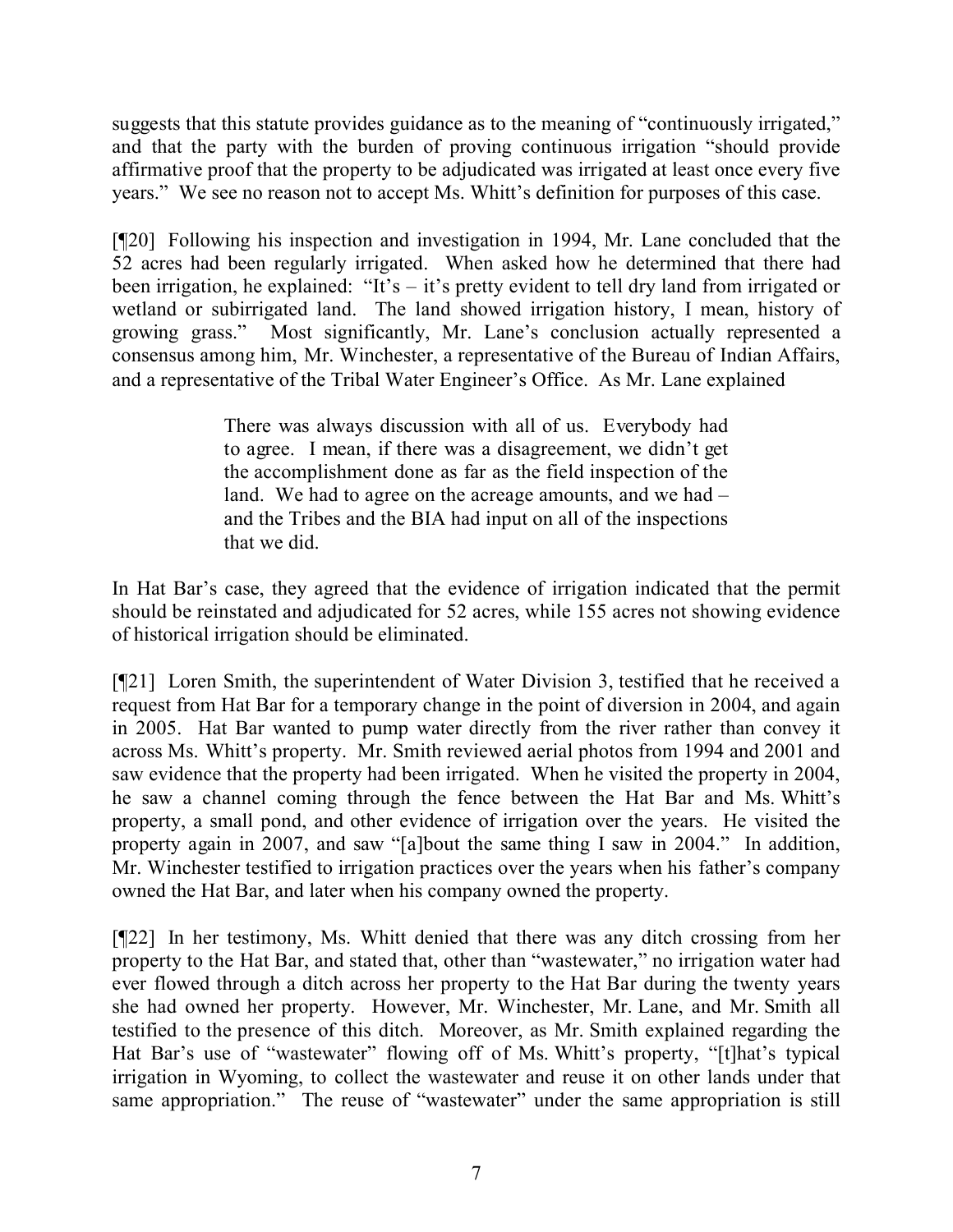suggests that this statute provides guidance as to the meaning of "continuously irrigated," and that the party with the burden of proving continuous irrigation "should provide affirmative proof that the property to be adjudicated was irrigated at least once every five years." We see no reason not to accept Ms. Whitt's definition for purposes of this case.

[¶20] Following his inspection and investigation in 1994, Mr. Lane concluded that the 52 acres had been regularly irrigated. When asked how he determined that there had been irrigation, he explained: "It's – it's pretty evident to tell dry land from irrigated or wetland or subirrigated land. The land showed irrigation history, I mean, history of growing grass." Most significantly, Mr. Lane's conclusion actually represented a consensus among him, Mr. Winchester, a representative of the Bureau of Indian Affairs, and a representative of the Tribal Water Engineer's Office. As Mr. Lane explained

> There was always discussion with all of us. Everybody had to agree. I mean, if there was a disagreement, we didn't get the accomplishment done as far as the field inspection of the land. We had to agree on the acreage amounts, and we had – and the Tribes and the BIA had input on all of the inspections that we did.

In Hat Bar's case, they agreed that the evidence of irrigation indicated that the permit should be reinstated and adjudicated for 52 acres, while 155 acres not showing evidence of historical irrigation should be eliminated.

[¶21] Loren Smith, the superintendent of Water Division 3, testified that he received a request from Hat Bar for a temporary change in the point of diversion in 2004, and again in 2005. Hat Bar wanted to pump water directly from the river rather than convey it across Ms. Whitt's property. Mr. Smith reviewed aerial photos from 1994 and 2001 and saw evidence that the property had been irrigated. When he visited the property in 2004, he saw a channel coming through the fence between the Hat Bar and Ms. Whitt's property, a small pond, and other evidence of irrigation over the years. He visited the property again in 2007, and saw "[a]bout the same thing I saw in 2004." In addition, Mr. Winchester testified to irrigation practices over the years when his father's company owned the Hat Bar, and later when his company owned the property.

[¶22] In her testimony, Ms. Whitt denied that there was any ditch crossing from her property to the Hat Bar, and stated that, other than "wastewater," no irrigation water had ever flowed through a ditch across her property to the Hat Bar during the twenty years she had owned her property. However, Mr. Winchester, Mr. Lane, and Mr. Smith all testified to the presence of this ditch. Moreover, as Mr. Smith explained regarding the Hat Bar's use of "wastewater" flowing off of Ms. Whitt's property, "[t]hat's typical irrigation in Wyoming, to collect the wastewater and reuse it on other lands under that same appropriation." The reuse of "wastewater" under the same appropriation is still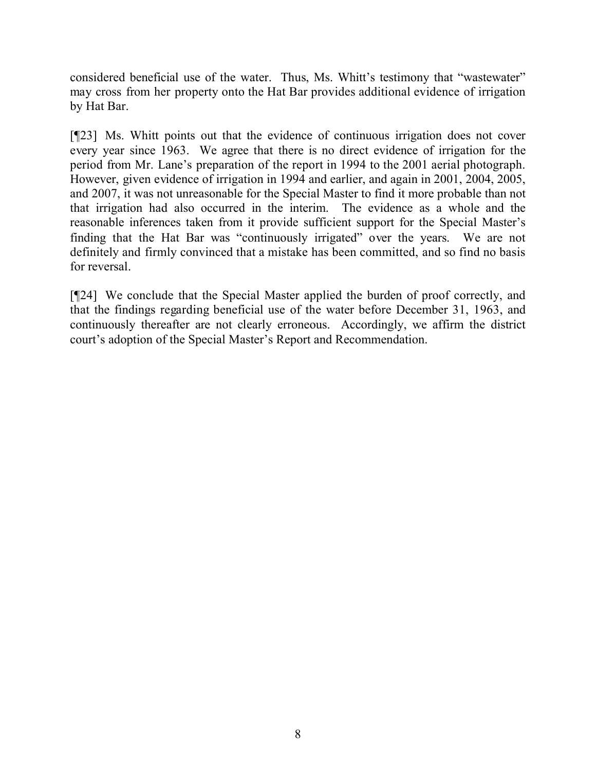considered beneficial use of the water. Thus, Ms. Whitt's testimony that "wastewater" may cross from her property onto the Hat Bar provides additional evidence of irrigation by Hat Bar.

[¶23] Ms. Whitt points out that the evidence of continuous irrigation does not cover every year since 1963. We agree that there is no direct evidence of irrigation for the period from Mr. Lane's preparation of the report in 1994 to the 2001 aerial photograph. However, given evidence of irrigation in 1994 and earlier, and again in 2001, 2004, 2005, and 2007, it was not unreasonable for the Special Master to find it more probable than not that irrigation had also occurred in the interim. The evidence as a whole and the reasonable inferences taken from it provide sufficient support for the Special Master's finding that the Hat Bar was "continuously irrigated" over the years. We are not definitely and firmly convinced that a mistake has been committed, and so find no basis for reversal.

[¶24] We conclude that the Special Master applied the burden of proof correctly, and that the findings regarding beneficial use of the water before December 31, 1963, and continuously thereafter are not clearly erroneous. Accordingly, we affirm the district court's adoption of the Special Master's Report and Recommendation.